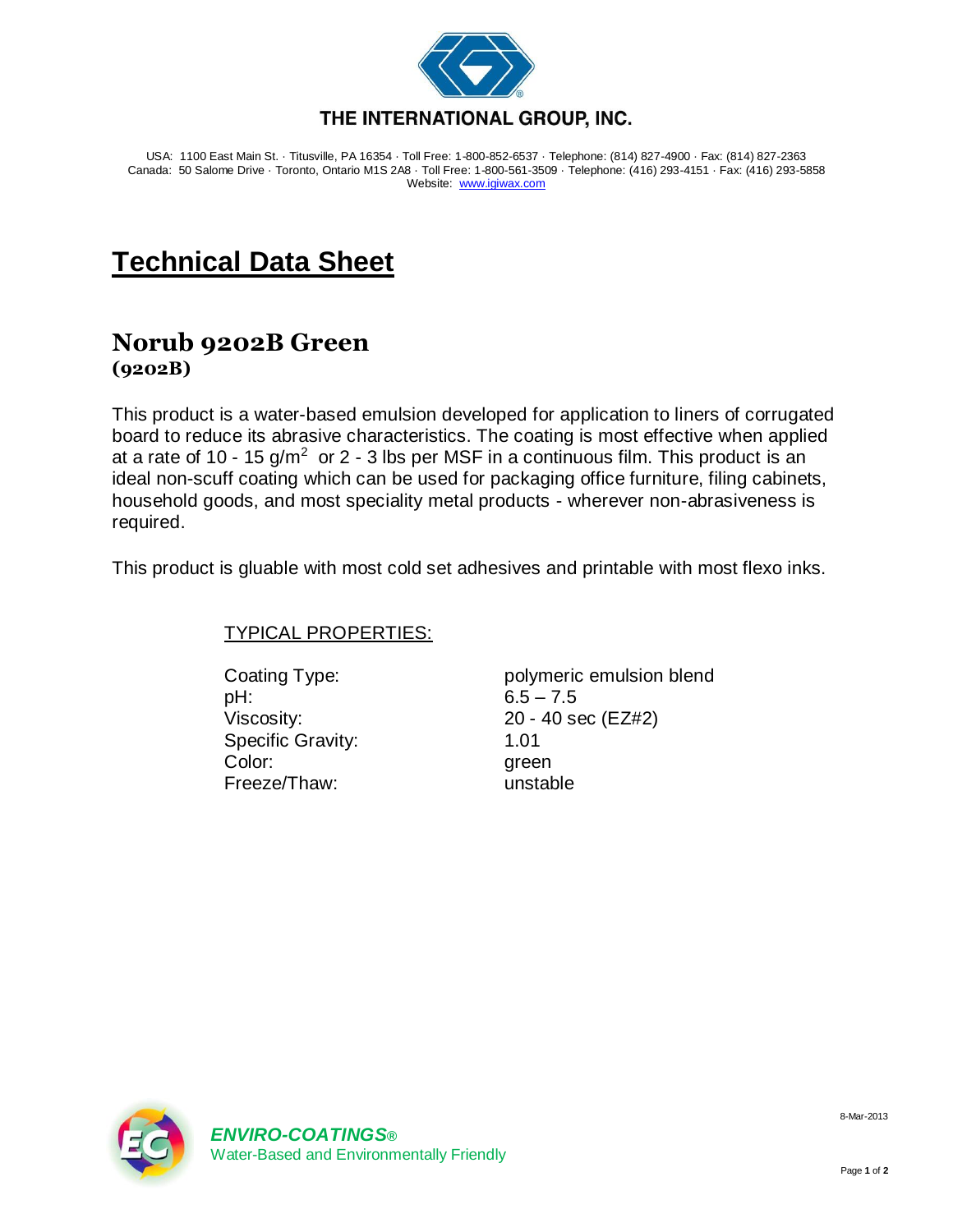**THE INTERNATIONAL GROUP, INC.**

USA: 1100 East Main St. · Titusville, PA 16354 · Toll Free: 1-800-852-6537 · Telephone: (814) 827-4900 · Fax: (814) 827-2363
Canada: 50 Salome Drive · Toronto, Ontario M1S 2A8 · Toll Free: 1-800-561-3509 · Telephone: (416) 293-4151 · Fax: (416) 293-5858
Website: www.igiwax.com

# Technical Data Sheet

## Norub 9202B Green
**(9202B)**

This product is a water-based emulsion developed for application to liners of corrugated board to reduce its abrasive characteristics. The coating is most effective when applied at a rate of 10 - 15 g/$m^2$ or 2 - 3 lbs per MSF in a continuous film. This product is an ideal non-scuff coating which can be used for packaging office furniture, filing cabinets, household goods, and most speciality metal products - wherever non-abrasiveness is required.

This product is gluable with most cold set adhesives and printable with most flexo inks.

TYPICAL PROPERTIES:

| | |
|---|---|
| Coating Type: | polymeric emulsion blend |
| pH: | 6.5 – 7.5 |
| Viscosity: | 20 - 40 sec (EZ#2) |
| Specific Gravity: | 1.01 |
| Color: | green |
| Freeze/Thaw: | unstable |

***ENVIRO-COATINGS®***
Water-Based and Environmentally Friendly

8-Mar-2013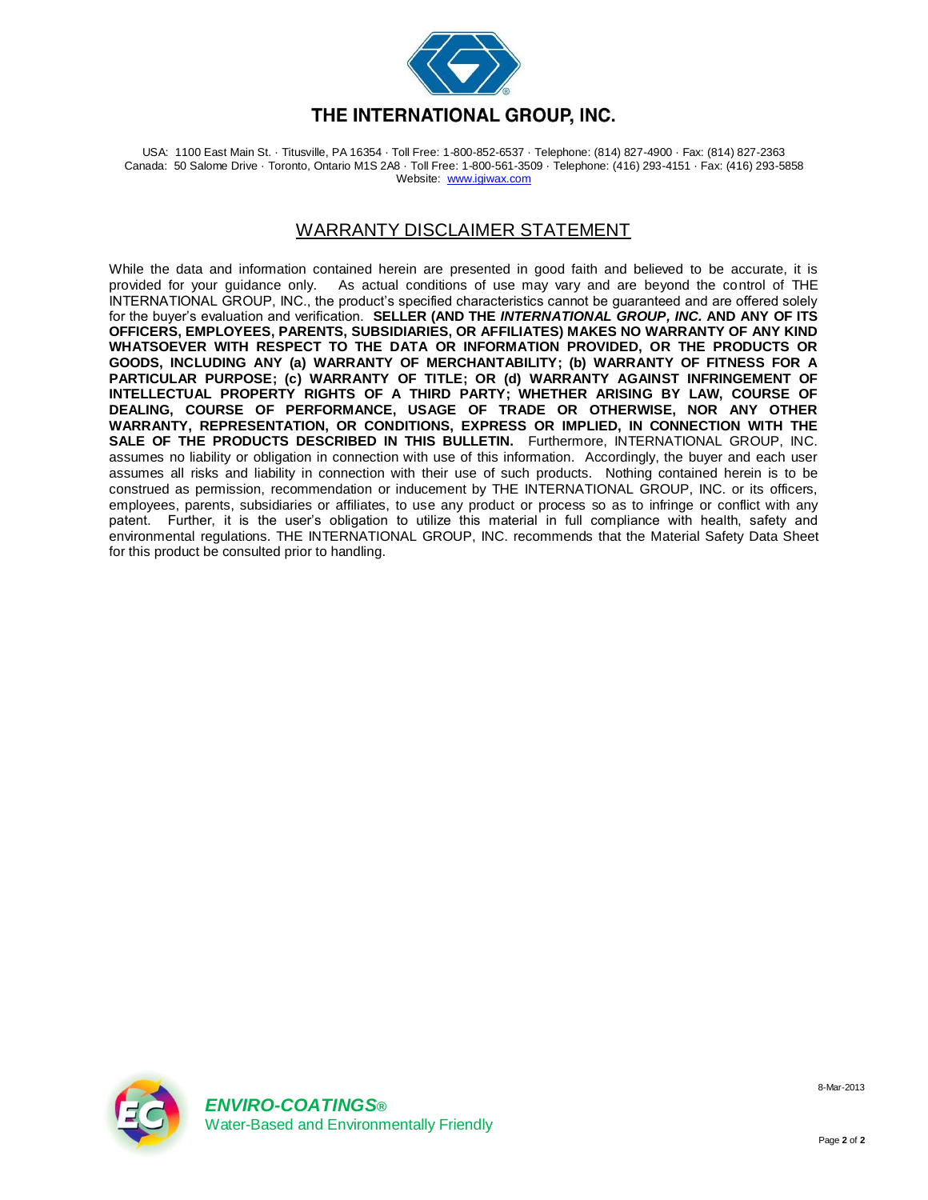# THE INTERNATIONAL GROUP, INC.

USA: 1100 East Main St. · Titusville, PA 16354 · Toll Free: 1-800-852-6537 · Telephone: (814) 827-4900 · Fax: (814) 827-2363
Canada: 50 Salome Drive · Toronto, Ontario M1S 2A8 · Toll Free: 1-800-561-3509 · Telephone: (416) 293-4151 · Fax: (416) 293-5858
Website: [www.igiwax.com](http://www.igiwax.com)

## WARRANTY DISCLAIMER STATEMENT

While the data and information contained herein are presented in good faith and believed to be accurate, it is provided for your guidance only. As actual conditions of use may vary and are beyond the control of THE INTERNATIONAL GROUP, INC., the product's specified characteristics cannot be guaranteed and are offered solely for the buyer's evaluation and verification. **SELLER (AND THE *INTERNATIONAL GROUP, INC.* AND ANY OF ITS OFFICERS, EMPLOYEES, PARENTS, SUBSIDIARIES, OR AFFILIATES) MAKES NO WARRANTY OF ANY KIND WHATSOEVER WITH RESPECT TO THE DATA OR INFORMATION PROVIDED, OR THE PRODUCTS OR GOODS, INCLUDING ANY (a) WARRANTY OF MERCHANTABILITY; (b) WARRANTY OF FITNESS FOR A PARTICULAR PURPOSE; (c) WARRANTY OF TITLE; OR (d) WARRANTY AGAINST INFRINGEMENT OF INTELLECTUAL PROPERTY RIGHTS OF A THIRD PARTY; WHETHER ARISING BY LAW, COURSE OF DEALING, COURSE OF PERFORMANCE, USAGE OF TRADE OR OTHERWISE, NOR ANY OTHER WARRANTY, REPRESENTATION, OR CONDITIONS, EXPRESS OR IMPLIED, IN CONNECTION WITH THE SALE OF THE PRODUCTS DESCRIBED IN THIS BULLETIN.** Furthermore, INTERNATIONAL GROUP, INC. assumes no liability or obligation in connection with use of this information. Accordingly, the buyer and each user assumes all risks and liability in connection with their use of such products. Nothing contained herein is to be construed as permission, recommendation or inducement by THE INTERNATIONAL GROUP, INC. or its officers, employees, parents, subsidiaries or affiliates, to use any product or process so as to infringe or conflict with any patent. Further, it is the user's obligation to utilize this material in full compliance with health, safety and environmental regulations. THE INTERNATIONAL GROUP, INC. recommends that the Material Safety Data Sheet for this product be consulted prior to handling.

***ENVIRO-COATINGS®***
Water-Based and Environmentally Friendly

8-Mar-2013